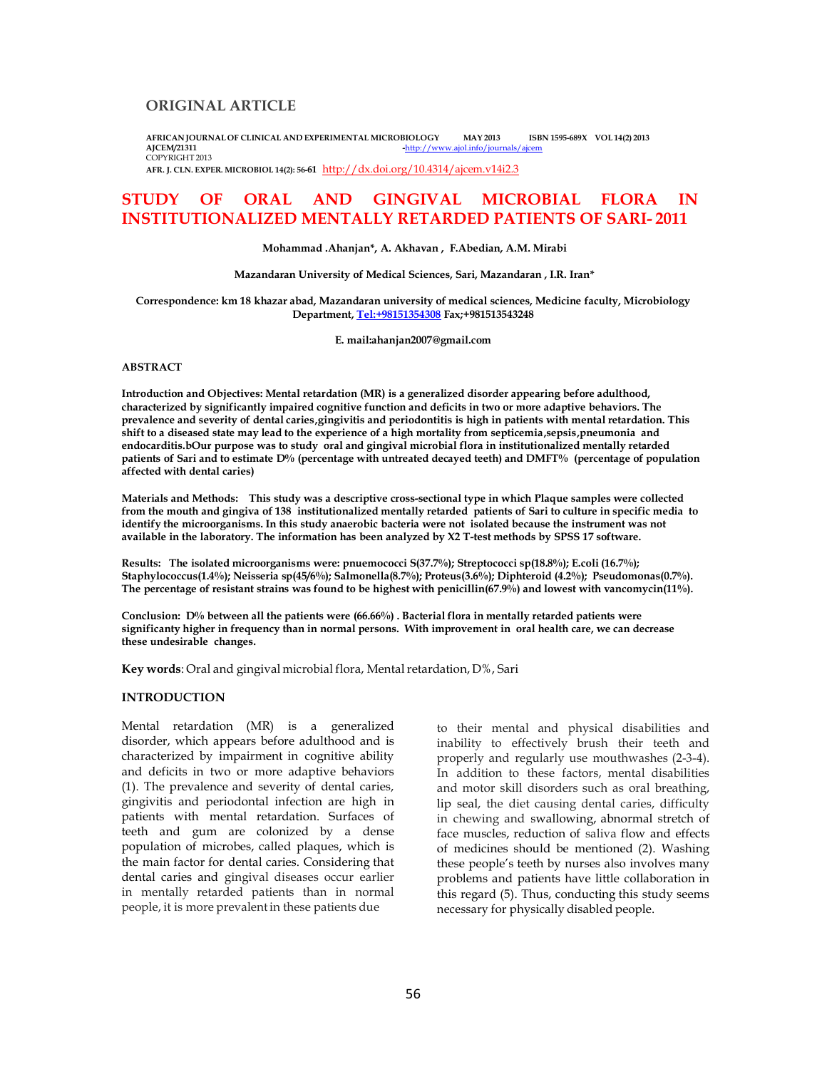## ORIGINAL ARTICLE

**AFRICAN JOURNAL OF CLINICAL AND EXPERIMENTAL MICROBIOLOGY MAY 2013 ISBN 1595-689X VOL 14(2) 2013**
**AJCEM/21311** -http://www.ajol.info/journals/ajcem
COPYRIGHT 2013
**AFR. J. CLN. EXPER. MICROBIOL 14(2): 56-61** http://dx.doi.org/10.4314/ajcem.v14i2.3

# STUDY OF ORAL AND GINGIVAL MICROBIAL FLORA IN INSTITUTIONALIZED MENTALLY RETARDED PATIENTS OF SARI- 2011

**Mohammad .Ahanjan\*, A. Akhavan , F.Abedian, A.M. Mirabi**

**Mazandaran University of Medical Sciences, Sari, Mazandaran , I.R. Iran\***

**Correspondence: km 18 khazar abad, Mazandaran university of medical sciences, Medicine faculty, Microbiology Department, Tel:+98151354308 Fax;+981513543248**

**E. mail:ahanjan2007@gmail.com**

### ABSTRACT

**Introduction and Objectives: Mental retardation (MR) is a generalized disorder appearing before adulthood, characterized by significantly impaired cognitive function and deficits in two or more adaptive behaviors. The prevalence and severity of dental caries,gingivitis and periodontitis is high in patients with mental retardation. This shift to a diseased state may lead to the experience of a high mortality from septicemia,sepsis,pneumonia and endocarditis.bOur purpose was to study oral and gingival microbial flora in institutionalized mentally retarded patients of Sari and to estimate D% (percentage with untreated decayed teeth) and DMFT% (percentage of population affected with dental caries)**

**Materials and Methods: This study was a descriptive cross-sectional type in which Plaque samples were collected from the mouth and gingiva of 138 institutionalized mentally retarded patients of Sari to culture in specific media to identify the microorganisms. In this study anaerobic bacteria were not isolated because the instrument was not available in the laboratory. The information has been analyzed by X2 T-test methods by SPSS 17 software.**

**Results: The isolated microorganisms were: pnuemococci S(37.7%); Streptococci sp(18.8%); E.coli (16.7%); Staphylococcus(1.4%); Neisseria sp(45/6%); Salmonella(8.7%); Proteus(3.6%); Diphteroid (4.2%); Pseudomonas(0.7%). The percentage of resistant strains was found to be highest with penicillin(67.9%) and lowest with vancomycin(11%).**

**Conclusion: D% between all the patients were (66.66%) . Bacterial flora in mentally retarded patients were significanty higher in frequency than in normal persons. With improvement in oral health care, we can decrease these undesirable changes.**

**Key words**: Oral and gingival microbial flora, Mental retardation, D%, Sari

### INTRODUCTION

Mental retardation (MR) is a generalized disorder, which appears before adulthood and is characterized by impairment in cognitive ability and deficits in two or more adaptive behaviors (1). The prevalence and severity of dental caries, gingivitis and periodontal infection are high in patients with mental retardation. Surfaces of teeth and gum are colonized by a dense population of microbes, called plaques, which is the main factor for dental caries. Considering that dental caries and gingival diseases occur earlier in mentally retarded patients than in normal people, it is more prevalent in these patients due to their mental and physical disabilities and inability to effectively brush their teeth and properly and regularly use mouthwashes (2-3-4). In addition to these factors, mental disabilities and motor skill disorders such as oral breathing, lip seal, the diet causing dental caries, difficulty in chewing and swallowing, abnormal stretch of face muscles, reduction of saliva flow and effects of medicines should be mentioned (2). Washing these people's teeth by nurses also involves many problems and patients have little collaboration in this regard (5). Thus, conducting this study seems necessary for physically disabled people.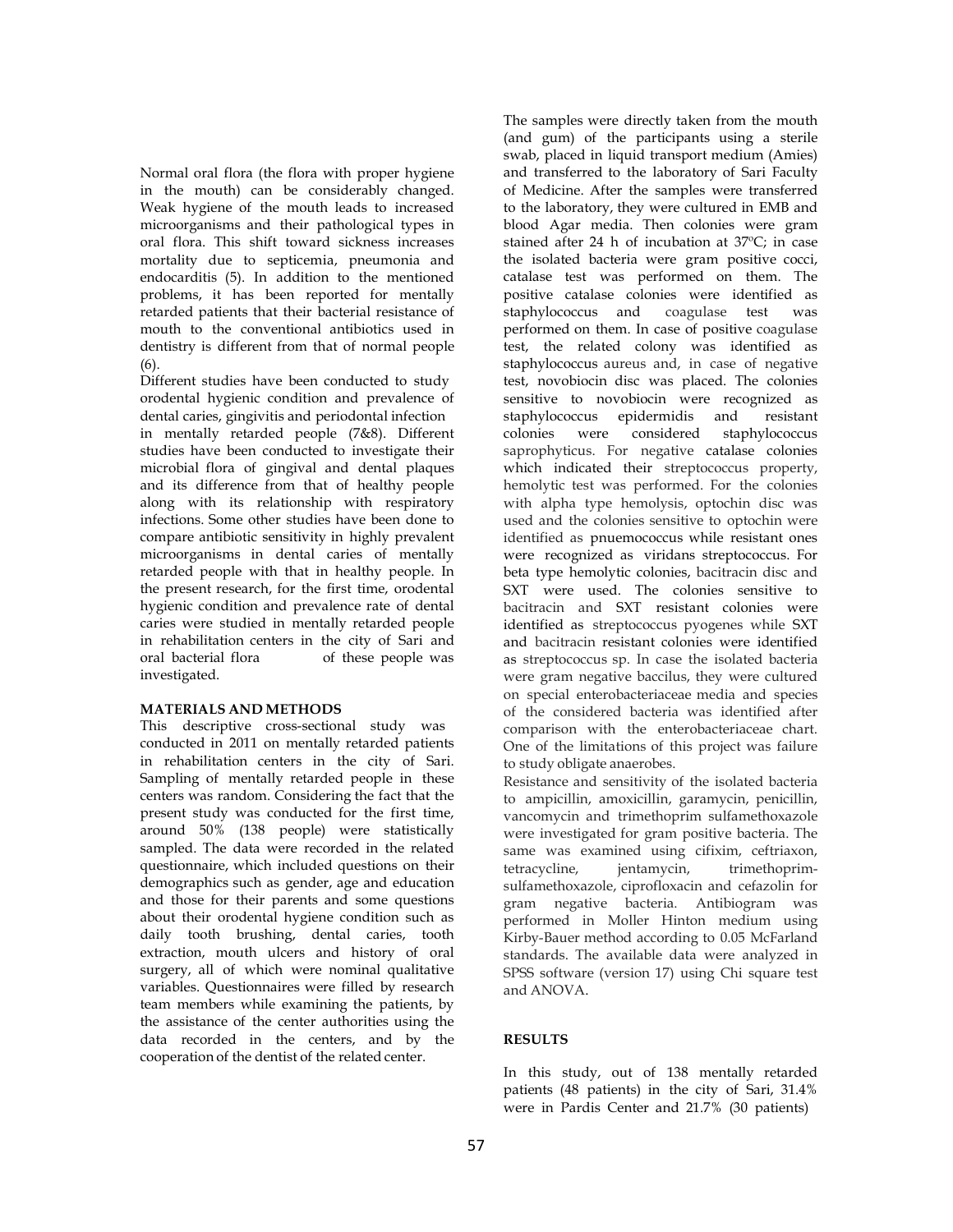Normal oral flora (the flora with proper hygiene in the mouth) can be considerably changed. Weak hygiene of the mouth leads to increased microorganisms and their pathological types in oral flora. This shift toward sickness increases mortality due to septicemia, pneumonia and endocarditis (5). In addition to the mentioned problems, it has been reported for mentally retarded patients that their bacterial resistance of mouth to the conventional antibiotics used in dentistry is different from that of normal people (6).

Different studies have been conducted to study orodental hygienic condition and prevalence of dental caries, gingivitis and periodontal infection in mentally retarded people (7&8). Different studies have been conducted to investigate their microbial flora of gingival and dental plaques and its difference from that of healthy people along with its relationship with respiratory infections. Some other studies have been done to compare antibiotic sensitivity in highly prevalent microorganisms in dental caries of mentally retarded people with that in healthy people. In the present research, for the first time, orodental hygienic condition and prevalence rate of dental caries were studied in mentally retarded people in rehabilitation centers in the city of Sari and oral bacterial flora of these people was investigated.

## MATERIALS AND METHODS

This descriptive cross-sectional study was conducted in 2011 on mentally retarded patients in rehabilitation centers in the city of Sari. Sampling of mentally retarded people in these centers was random. Considering the fact that the present study was conducted for the first time, around 50% (138 people) were statistically sampled. The data were recorded in the related questionnaire, which included questions on their demographics such as gender, age and education and those for their parents and some questions about their orodental hygiene condition such as daily tooth brushing, dental caries, tooth extraction, mouth ulcers and history of oral surgery, all of which were nominal qualitative variables. Questionnaires were filled by research team members while examining the patients, by the assistance of the center authorities using the data recorded in the centers, and by the cooperation of the dentist of the related center.

The samples were directly taken from the mouth (and gum) of the participants using a sterile swab, placed in liquid transport medium (Amies) and transferred to the laboratory of Sari Faculty of Medicine. After the samples were transferred to the laboratory, they were cultured in EMB and blood Agar media. Then colonies were gram stained after 24 h of incubation at 37ºC; in case the isolated bacteria were gram positive cocci, catalase test was performed on them. The positive catalase colonies were identified as staphylococcus and coagulase test was performed on them. In case of positive coagulase test, the related colony was identified as staphylococcus aureus and, in case of negative test, novobiocin disc was placed. The colonies sensitive to novobiocin were recognized as staphylococcus epidermidis and resistant colonies were considered staphylococcus saprophyticus. For negative catalase colonies which indicated their streptococcus property, hemolytic test was performed. For the colonies with alpha type hemolysis, optochin disc was used and the colonies sensitive to optochin were identified as pnuemococcus while resistant ones were recognized as viridans streptococcus. For beta type hemolytic colonies, bacitracin disc and SXT were used. The colonies sensitive to bacitracin and SXT resistant colonies were identified as streptococcus pyogenes while SXT and bacitracin resistant colonies were identified as streptococcus sp. In case the isolated bacteria were gram negative baccilus, they were cultured on special enterobacteriaceae media and species of the considered bacteria was identified after comparison with the enterobacteriaceae chart. One of the limitations of this project was failure to study obligate anaerobes.

Resistance and sensitivity of the isolated bacteria to ampicillin, amoxicillin, garamycin, penicillin, vancomycin and trimethoprim sulfamethoxazole were investigated for gram positive bacteria. The same was examined using cifixim, ceftriaxon, tetracycline, jentamycin, trimethoprim-sulfamethoxazole, ciprofloxacin and cefazolin for gram negative bacteria. Antibiogram was performed in Moller Hinton medium using Kirby-Bauer method according to 0.05 McFarland standards. The available data were analyzed in SPSS software (version 17) using Chi square test and ANOVA.

## RESULTS

In this study, out of 138 mentally retarded patients (48 patients) in the city of Sari, 31.4% were in Pardis Center and 21.7% (30 patients)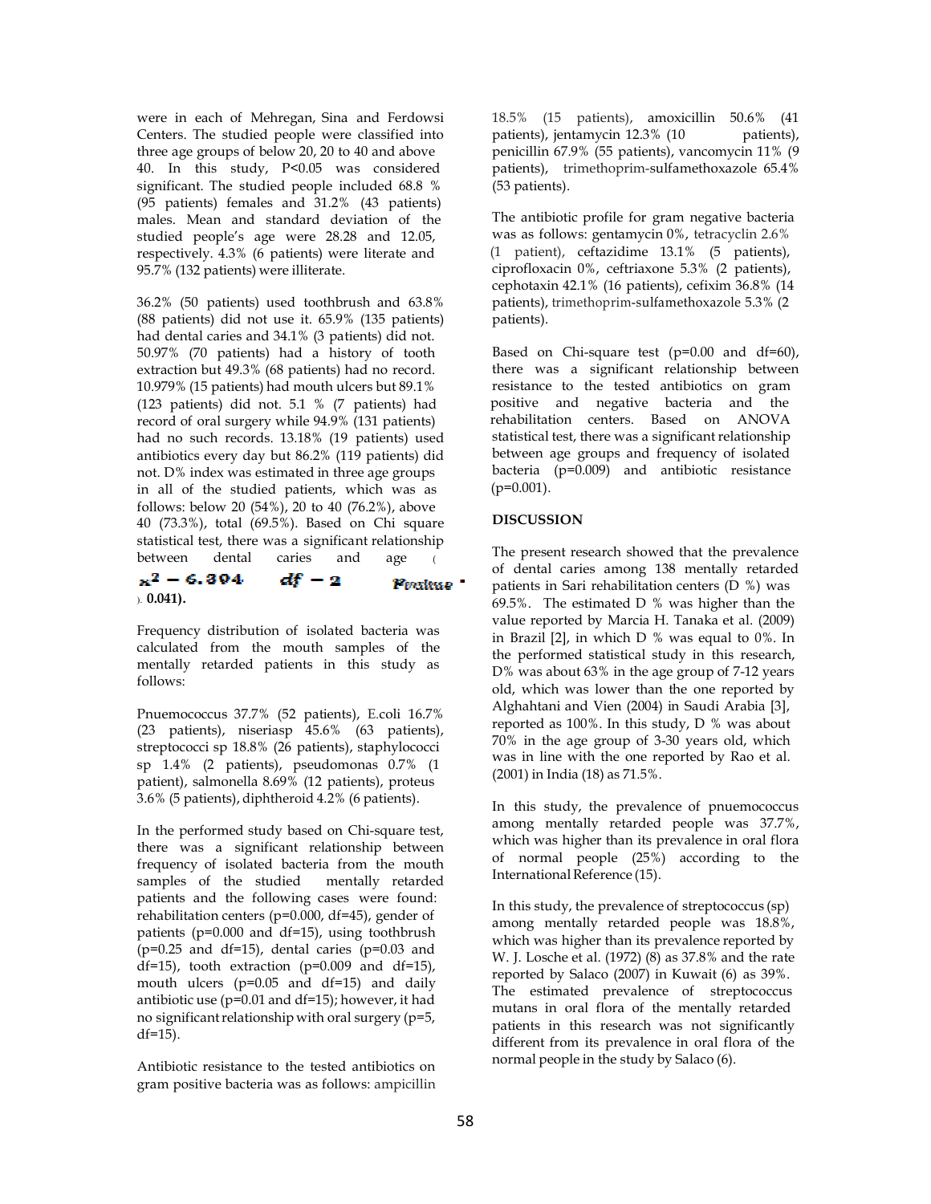were in each of Mehregan, Sina and Ferdowsi Centers. The studied people were classified into three age groups of below 20, 20 to 40 and above 40. In this study, P<0.05 was considered significant. The studied people included 68.8 % (95 patients) females and 31.2% (43 patients) males. Mean and standard deviation of the studied people's age were 28.28 and 12.05, respectively. 4.3% (6 patients) were literate and 95.7% (132 patients) were illiterate.

36.2% (50 patients) used toothbrush and 63.8% (88 patients) did not use it. 65.9% (135 patients) had dental caries and 34.1% (3 patients) did not. 50.97% (70 patients) had a history of tooth extraction but 49.3% (68 patients) had no record. 10.979% (15 patients) had mouth ulcers but 89.1% (123 patients) did not. 5.1 % (7 patients) had record of oral surgery while 94.9% (131 patients) had no such records. 13.18% (19 patients) used antibiotics every day but 86.2% (119 patients) did not. D% index was estimated in three age groups in all of the studied patients, which was as follows: below 20 (54%), 20 to 40 (76.2%), above 40 (73.3%), total (69.5%). Based on Chi square statistical test, there was a significant relationship between dental caries and age ( $x^2 - 6.394$ $df - 2$ Pvalue ). **0.041).**

Frequency distribution of isolated bacteria was calculated from the mouth samples of the mentally retarded patients in this study as follows:

Pnuemococcus 37.7% (52 patients), E.coli 16.7% (23 patients), niseriasp 45.6% (63 patients), streptococci sp 18.8% (26 patients), staphylococci sp 1.4% (2 patients), pseudomonas 0.7% (1 patient), salmonella 8.69% (12 patients), proteus 3.6% (5 patients), diphtheroid 4.2% (6 patients).

In the performed study based on Chi-square test, there was a significant relationship between frequency of isolated bacteria from the mouth samples of the studied mentally retarded patients and the following cases were found: rehabilitation centers (p=0.000, df=45), gender of patients (p=0.000 and df=15), using toothbrush (p=0.25 and df=15), dental caries (p=0.03 and df=15), tooth extraction (p=0.009 and df=15), mouth ulcers (p=0.05 and df=15) and daily antibiotic use (p=0.01 and df=15); however, it had no significant relationship with oral surgery (p=5, df=15).

Antibiotic resistance to the tested antibiotics on gram positive bacteria was as follows: ampicillin 18.5% (15 patients), amoxicillin 50.6% (41 patients), jentamycin 12.3% (10 patients), penicillin 67.9% (55 patients), vancomycin 11% (9 patients), trimethoprim-sulfamethoxazole 65.4% (53 patients).

The antibiotic profile for gram negative bacteria was as follows: gentamycin 0%, tetracyclin 2.6% (1 patient), ceftazidime 13.1% (5 patients), ciprofloxacin 0%, ceftriaxone 5.3% (2 patients), cephotaxin 42.1% (16 patients), cefixim 36.8% (14 patients), trimethoprim-sulfamethoxazole 5.3% (2 patients).

Based on Chi-square test (p=0.00 and df=60), there was a significant relationship between resistance to the tested antibiotics on gram positive and negative bacteria and the rehabilitation centers. Based on ANOVA statistical test, there was a significant relationship between age groups and frequency of isolated bacteria (p=0.009) and antibiotic resistance (p=0.001).

## DISCUSSION

The present research showed that the prevalence of dental caries among 138 mentally retarded patients in Sari rehabilitation centers (D %) was 69.5%. The estimated D % was higher than the value reported by Marcia H. Tanaka et al. (2009) in Brazil [2], in which D % was equal to 0%. In the performed statistical study in this research, D% was about 63% in the age group of 7-12 years old, which was lower than the one reported by Alghahtani and Vien (2004) in Saudi Arabia [3], reported as 100%. In this study, D % was about 70% in the age group of 3-30 years old, which was in line with the one reported by Rao et al. (2001) in India (18) as 71.5%.

In this study, the prevalence of pnuemococcus among mentally retarded people was 37.7%, which was higher than its prevalence in oral flora of normal people (25%) according to the International Reference (15).

In this study, the prevalence of streptococcus (sp) among mentally retarded people was 18.8%, which was higher than its prevalence reported by W. J. Losche et al. (1972) (8) as 37.8% and the rate reported by Salaco (2007) in Kuwait (6) as 39%. The estimated prevalence of streptococcus mutans in oral flora of the mentally retarded patients in this research was not significantly different from its prevalence in oral flora of the normal people in the study by Salaco (6).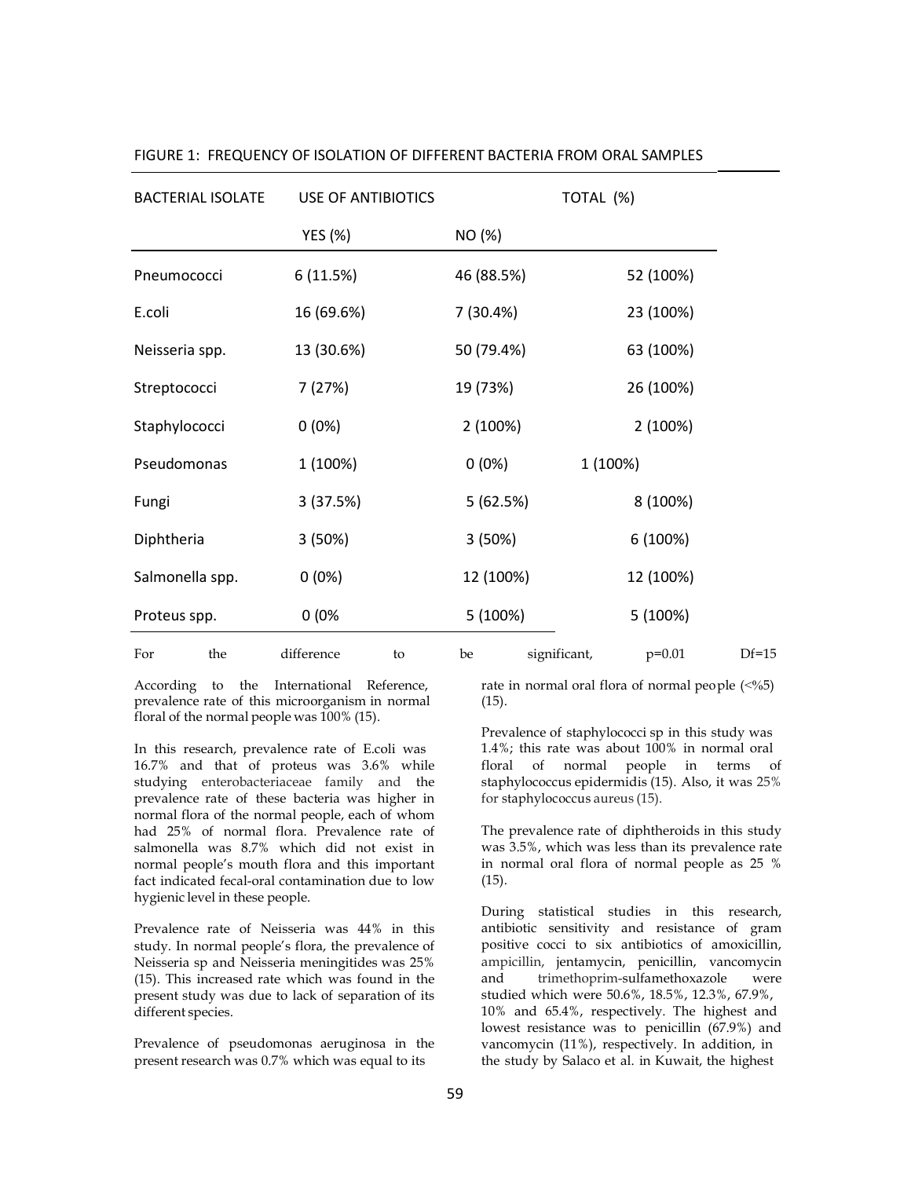FIGURE 1: FREQUENCY OF ISOLATION OF DIFFERENT BACTERIA FROM ORAL SAMPLES

| BACTERIAL ISOLATE | USE OF ANTIBIOTICS | | TOTAL (%) |
|---|---|---|---|
| | YES (%) | NO (%) | |
| Pneumococci | 6 (11.5%) | 46 (88.5%) | 52 (100%) |
| E.coli | 16 (69.6%) | 7 (30.4%) | 23 (100%) |
| Neisseria spp. | 13 (30.6%) | 50 (79.4%) | 63 (100%) |
| Streptococci | 7 (27%) | 19 (73%) | 26 (100%) |
| Staphylococci | 0 (0%) | 2 (100%) | 2 (100%) |
| Pseudomonas | 1 (100%) | 0 (0%) | 1 (100%) |
| Fungi | 3 (37.5%) | 5 (62.5%) | 8 (100%) |
| Diphtheria | 3 (50%) | 3 (50%) | 6 (100%) |
| Salmonella spp. | 0 (0%) | 12 (100%) | 12 (100%) |
| Proteus spp. | 0 (0% | 5 (100%) | 5 (100%) |

For the difference to be significant, $p=0.01$ $Df=15$

According to the International Reference, prevalence rate of this microorganism in normal floral of the normal people was 100% (15).

In this research, prevalence rate of E.coli was 16.7% and that of proteus was 3.6% while studying enterobacteriaceae family and the prevalence rate of these bacteria was higher in normal flora of the normal people, each of whom had 25% of normal flora. Prevalence rate of salmonella was 8.7% which did not exist in normal people's mouth flora and this important fact indicated fecal-oral contamination due to low hygienic level in these people.

Prevalence rate of Neisseria was 44% in this study. In normal people's flora, the prevalence of Neisseria sp and Neisseria meningitides was 25% (15). This increased rate which was found in the present study was due to lack of separation of its different species.

Prevalence of pseudomonas aeruginosa in the present research was 0.7% which was equal to its rate in normal oral flora of normal people (<%5) (15).

Prevalence of staphylococci sp in this study was 1.4%; this rate was about 100% in normal oral floral of normal people in terms of staphylococcus epidermidis (15). Also, it was 25% for staphylococcus aureus (15).

The prevalence rate of diphtheroids in this study was 3.5%, which was less than its prevalence rate in normal oral flora of normal people as 25 % (15).

During statistical studies in this research, antibiotic sensitivity and resistance of gram positive cocci to six antibiotics of amoxicillin, ampicillin, jentamycin, penicillin, vancomycin and trimethoprim-sulfamethoxazole were studied which were 50.6%, 18.5%, 12.3%, 67.9%, 10% and 65.4%, respectively. The highest and lowest resistance was to penicillin (67.9%) and vancomycin (11%), respectively. In addition, in the study by Salaco et al. in Kuwait, the highest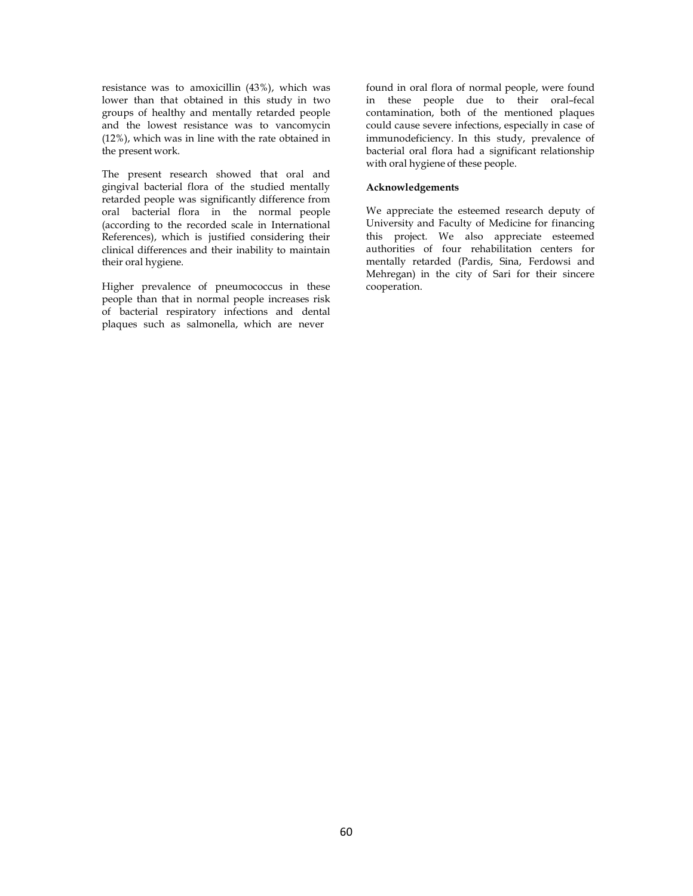resistance was to amoxicillin (43%), which was lower than that obtained in this study in two groups of healthy and mentally retarded people and the lowest resistance was to vancomycin (12%), which was in line with the rate obtained in the present work.

The present research showed that oral and gingival bacterial flora of the studied mentally retarded people was significantly difference from oral bacterial flora in the normal people (according to the recorded scale in International References), which is justified considering their clinical differences and their inability to maintain their oral hygiene.

Higher prevalence of pneumococcus in these people than that in normal people increases risk of bacterial respiratory infections and dental plaques such as salmonella, which are never found in oral flora of normal people, were found in these people due to their oral–fecal contamination, both of the mentioned plaques could cause severe infections, especially in case of immunodeficiency. In this study, prevalence of bacterial oral flora had a significant relationship with oral hygiene of these people.

**Acknowledgements**

We appreciate the esteemed research deputy of University and Faculty of Medicine for financing this project. We also appreciate esteemed authorities of four rehabilitation centers for mentally retarded (Pardis, Sina, Ferdowsi and Mehregan) in the city of Sari for their sincere cooperation.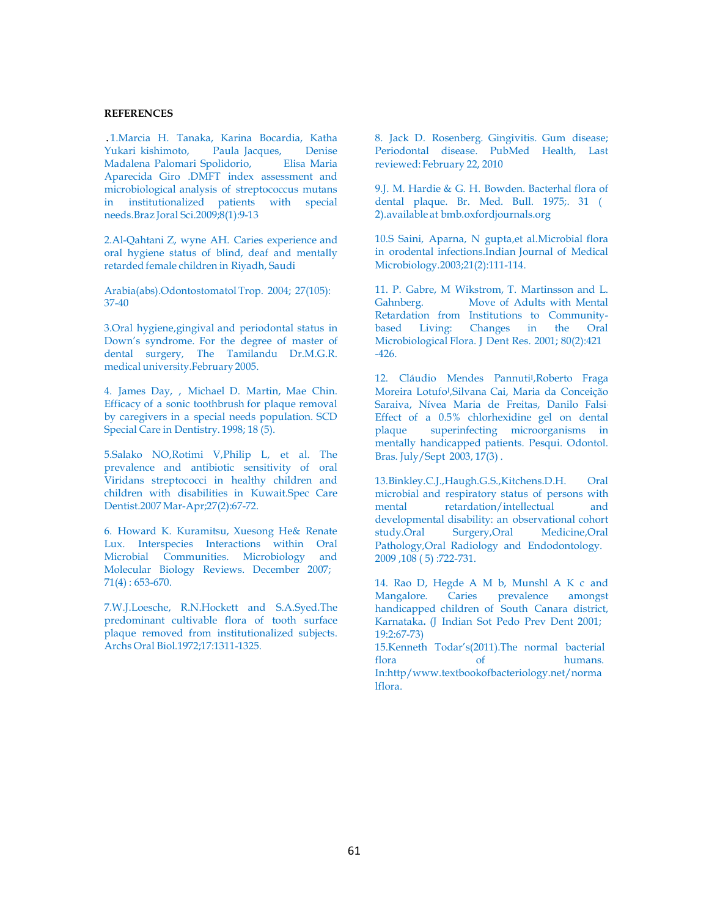**REFERENCES**

.1.Marcia H. Tanaka, Karina Bocardia, Katha Yukari kishimoto, Paula Jacques, Denise Madalena Palomari Spolidorio, Elisa Maria Aparecida Giro .DMFT index assessment and microbiological analysis of streptococcus mutans in institutionalized patients with special needs.Braz Joral Sci.2009;8(1):9-13

2.Al-Qahtani Z, wyne AH. Caries experience and oral hygiene status of blind, deaf and mentally retarded female children in Riyadh, Saudi

Arabia(abs).Odontostomatol Trop. 2004; 27(105): 37-40

3.Oral hygiene,gingival and periodontal status in Down's syndrome. For the degree of master of dental surgery, The Tamilandu Dr.M.G.R. medical university.February 2005.

4. James Day, , Michael D. Martin, Mae Chin. Efficacy of a sonic toothbrush for plaque removal by caregivers in a special needs population. SCD Special Care in Dentistry. 1998; 18 (5).

5.Salako NO,Rotimi V,Philip L, et al. The prevalence and antibiotic sensitivity of oral Viridans streptococci in healthy children and children with disabilities in Kuwait.Spec Care Dentist.2007 Mar-Apr;27(2):67-72.

6. Howard K. Kuramitsu, Xuesong He& Renate Lux. Interspecies Interactions within Oral Microbial Communities. Microbiology and Molecular Biology Reviews. December 2007; 71(4) : 653-670.

7.W.J.Loesche, R.N.Hockett and S.A.Syed.The predominant cultivable flora of tooth surface plaque removed from institutionalized subjects. Archs Oral Biol.1972;17:1311-1325.

8. Jack D. Rosenberg. Gingivitis. Gum disease; Periodontal disease. PubMed Health, Last reviewed: February 22, 2010

9.J. M. Hardie & G. H. Bowden. Bacterhal flora of dental plaque. Br. Med. Bull. 1975;. 31 ( 2).available at bmb.oxfordjournals.org

10.S Saini, Aparna, N gupta,et al.Microbial flora in orodental infections.Indian Journal of Medical Microbiology.2003;21(2):111-114.

11. P. Gabre, M Wikstrom, T. Martinsson and L. Gahnberg. Move of Adults with Mental Retardation from Institutions to Community-based Living: Changes in the Oral Microbiological Flora. J Dent Res. 2001; 80(2):421 -426.

12. Cláudio Mendes Pannuti[I],Roberto Fraga Moreira Lotufo[I],Silvana Cai, Maria da Conceição Saraiva, Nívea Maria de Freitas, Danilo Falsi. Effect of a 0.5% chlorhexidine gel on dental plaque superinfecting microorganisms in mentally handicapped patients. Pesqui. Odontol. Bras. July/Sept 2003, 17(3) .

13.Binkley.C.J.,Haugh.G.S.,Kitchens.D.H. Oral microbial and respiratory status of persons with mental retardation/intellectual and developmental disability: an observational cohort study.Oral Surgery,Oral Medicine,Oral Pathology,Oral Radiology and Endodontology. 2009 ,108 ( 5) :722-731.

14. Rao D, Hegde A M b, Munshl A K c and Mangalore. Caries prevalence amongst handicapped children of South Canara district, Karnataka. (J Indian Sot Pedo Prev Dent 2001; 19:2:67-73)

15.Kenneth Todar's(2011).The normal bacterial flora of humans. In:http/www.textbookofbacteriology.net/normalflora.